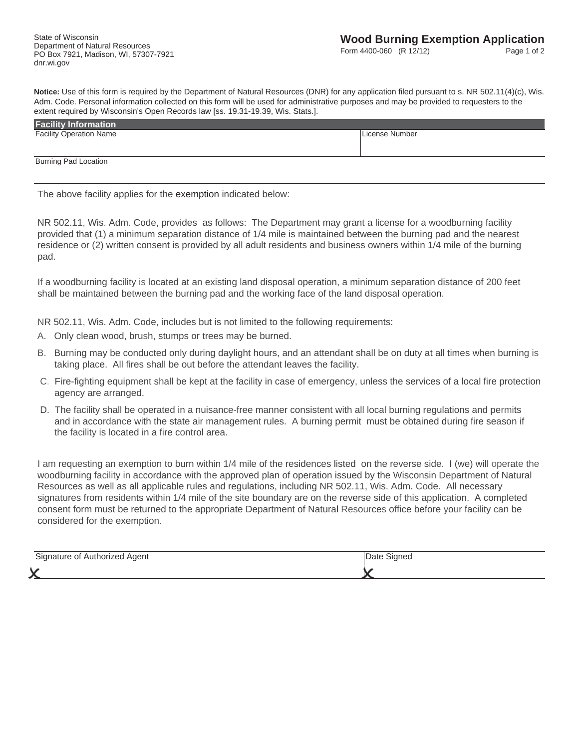State of Wisconsin
Department of Natural Resources
PO Box 7921, Madison, WI, 57307-7921
dnr.wi.gov

# Wood Burning Exemption Application

Form 4400-060 (R 12/12)

**Notice:** Use of this form is required by the Department of Natural Resources (DNR) for any application filed pursuant to s. NR 502.11(4)(c), Wis. Adm. Code. Personal information collected on this form will be used for administrative purposes and may be provided to requesters to the extent required by Wisconsin's Open Records law [ss. 19.31-19.39, Wis. Stats.].

## Facility Information

| Facility Operation Name | License Number |
| --- | --- |
| | |

| Burning Pad Location |
| --- |
| |

The above facility applies for the exemption indicated below:

NR 502.11, Wis. Adm. Code, provides as follows: The Department may grant a license for a woodburning facility provided that (1) a minimum separation distance of 1/4 mile is maintained between the burning pad and the nearest residence or (2) written consent is provided by all adult residents and business owners within 1/4 mile of the burning pad.

If a woodburning facility is located at an existing land disposal operation, a minimum separation distance of 200 feet shall be maintained between the burning pad and the working face of the land disposal operation.

NR 502.11, Wis. Adm. Code, includes but is not limited to the following requirements:

A. Only clean wood, brush, stumps or trees may be burned.

B. Burning may be conducted only during daylight hours, and an attendant shall be on duty at all times when burning is taking place. All fires shall be out before the attendant leaves the facility.

C. Fire-fighting equipment shall be kept at the facility in case of emergency, unless the services of a local fire protection agency are arranged.

D. The facility shall be operated in a nuisance-free manner consistent with all local burning regulations and permits and in accordance with the state air management rules. A burning permit must be obtained during fire season if the facility is located in a fire control area.

I am requesting an exemption to burn within 1/4 mile of the residences listed on the reverse side. I (we) will operate the woodburning facility in accordance with the approved plan of operation issued by the Wisconsin Department of Natural Resources as well as all applicable rules and regulations, including NR 502.11, Wis. Adm. Code. All necessary signatures from residents within 1/4 mile of the site boundary are on the reverse side of this application. A completed consent form must be returned to the appropriate Department of Natural Resources office before your facility can be considered for the exemption.

| Signature of Authorized Agent | Date Signed |
| --- | --- |
| X | X |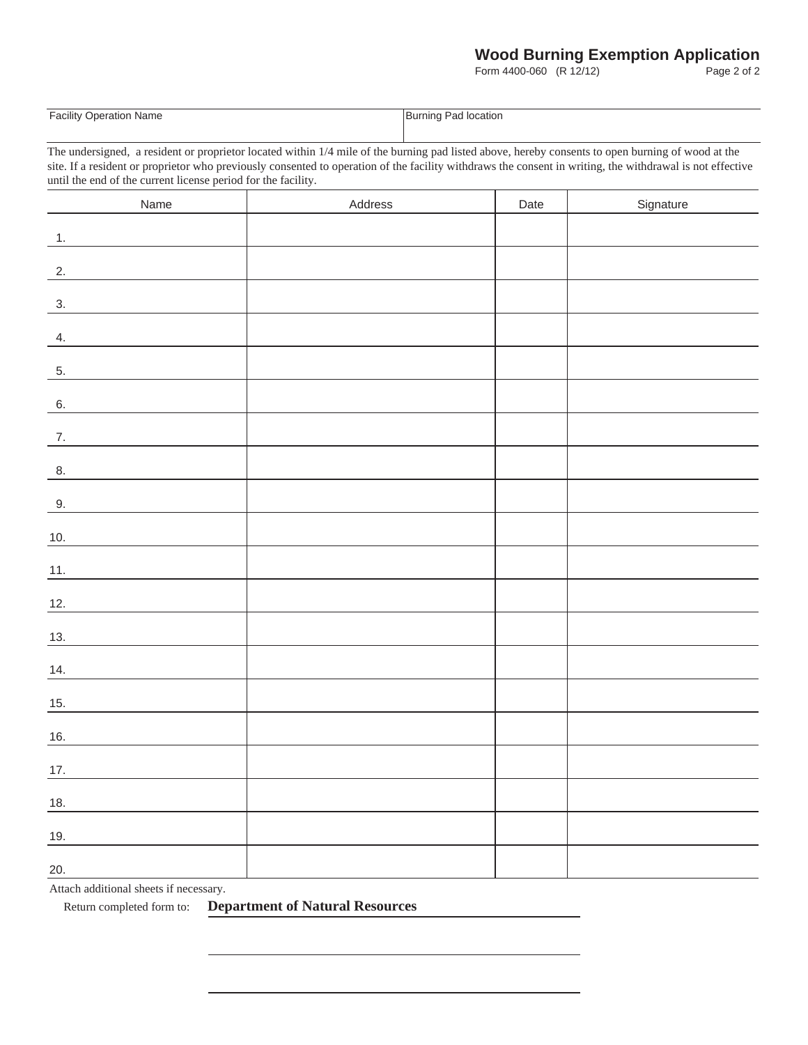# Wood Burning Exemption Application

Form 4400-060 (R 12/12)

| Facility Operation Name | Burning Pad location |
|---|---|
| | |

The undersigned, a resident or proprietor located within 1/4 mile of the burning pad listed above, hereby consents to open burning of wood at the site. If a resident or proprietor who previously consented to operation of the facility withdraws the consent in writing, the withdrawal is not effective until the end of the current license period for the facility.

| Name | Address | Date | Signature |
|---|---|---|---|
| 1. | | | |
| 2. | | | |
| 3. | | | |
| 4. | | | |
| 5. | | | |
| 6. | | | |
| 7. | | | |
| 8. | | | |
| 9. | | | |
| 10. | | | |
| 11. | | | |
| 12. | | | |
| 13. | | | |
| 14. | | | |
| 15. | | | |
| 16. | | | |
| 17. | | | |
| 18. | | | |
| 19. | | | |
| 20. | | | |

Attach additional sheets if necessary.

Return completed form to: **Department of Natural Resources**